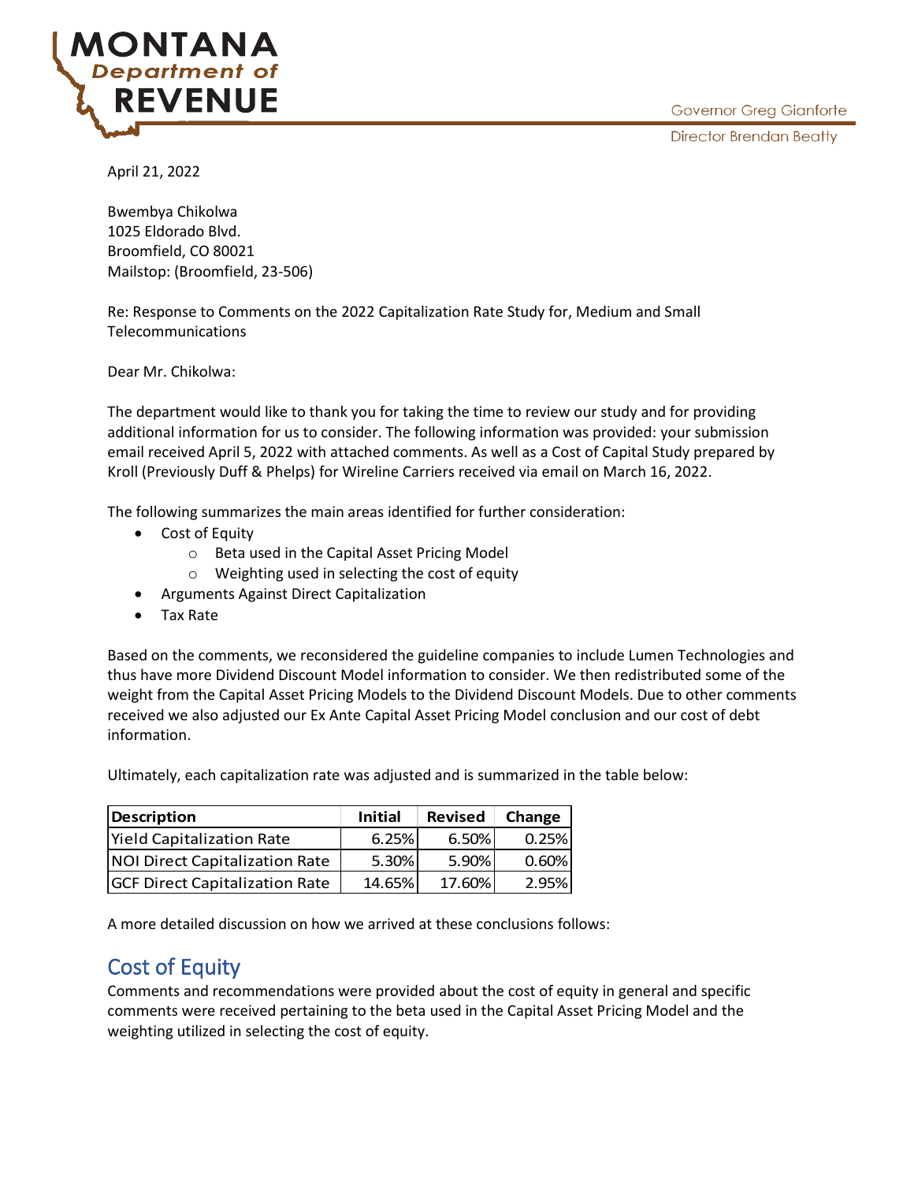MONTANA Department of REVENUE

Governor Greg Gianforte

Director Brendan Beatty

April 21, 2022

Bwembya Chikolwa
1025 Eldorado Blvd.
Broomfield, CO 80021
Mailstop: (Broomfield, 23-506)

Re: Response to Comments on the 2022 Capitalization Rate Study for, Medium and Small Telecommunications

Dear Mr. Chikolwa:

The department would like to thank you for taking the time to review our study and for providing additional information for us to consider. The following information was provided: your submission email received April 5, 2022 with attached comments. As well as a Cost of Capital Study prepared by Kroll (Previously Duff & Phelps) for Wireline Carriers received via email on March 16, 2022.

The following summarizes the main areas identified for further consideration:

- Cost of Equity
    - Beta used in the Capital Asset Pricing Model
    - Weighting used in selecting the cost of equity
- Arguments Against Direct Capitalization
- Tax Rate

Based on the comments, we reconsidered the guideline companies to include Lumen Technologies and thus have more Dividend Discount Model information to consider. We then redistributed some of the weight from the Capital Asset Pricing Models to the Dividend Discount Models. Due to other comments received we also adjusted our Ex Ante Capital Asset Pricing Model conclusion and our cost of debt information.

Ultimately, each capitalization rate was adjusted and is summarized in the table below:

| Description | Initial | Revised | Change |
|---|---|---|---|
| Yield Capitalization Rate | 6.25% | 6.50% | 0.25% |
| NOI Direct Capitalization Rate | 5.30% | 5.90% | 0.60% |
| GCF Direct Capitalization Rate | 14.65% | 17.60% | 2.95% |

A more detailed discussion on how we arrived at these conclusions follows:

## Cost of Equity

Comments and recommendations were provided about the cost of equity in general and specific comments were received pertaining to the beta used in the Capital Asset Pricing Model and the weighting utilized in selecting the cost of equity.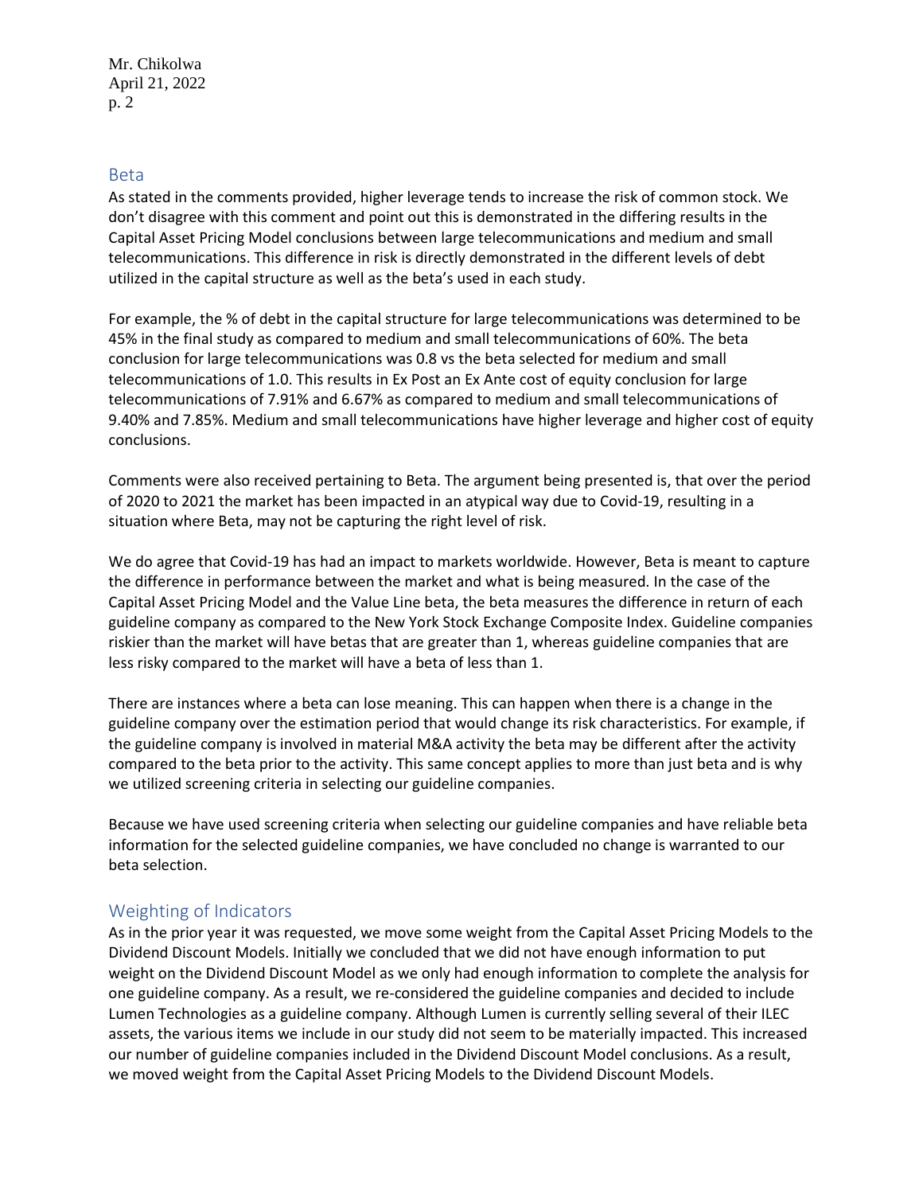## Beta

As stated in the comments provided, higher leverage tends to increase the risk of common stock. We don't disagree with this comment and point out this is demonstrated in the differing results in the Capital Asset Pricing Model conclusions between large telecommunications and medium and small telecommunications. This difference in risk is directly demonstrated in the different levels of debt utilized in the capital structure as well as the beta's used in each study.

For example, the % of debt in the capital structure for large telecommunications was determined to be 45% in the final study as compared to medium and small telecommunications of 60%. The beta conclusion for large telecommunications was 0.8 vs the beta selected for medium and small telecommunications of 1.0. This results in Ex Post an Ex Ante cost of equity conclusion for large telecommunications of 7.91% and 6.67% as compared to medium and small telecommunications of 9.40% and 7.85%. Medium and small telecommunications have higher leverage and higher cost of equity conclusions.

Comments were also received pertaining to Beta. The argument being presented is, that over the period of 2020 to 2021 the market has been impacted in an atypical way due to Covid-19, resulting in a situation where Beta, may not be capturing the right level of risk.

We do agree that Covid-19 has had an impact to markets worldwide. However, Beta is meant to capture the difference in performance between the market and what is being measured. In the case of the Capital Asset Pricing Model and the Value Line beta, the beta measures the difference in return of each guideline company as compared to the New York Stock Exchange Composite Index. Guideline companies riskier than the market will have betas that are greater than 1, whereas guideline companies that are less risky compared to the market will have a beta of less than 1.

There are instances where a beta can lose meaning. This can happen when there is a change in the guideline company over the estimation period that would change its risk characteristics. For example, if the guideline company is involved in material M&A activity the beta may be different after the activity compared to the beta prior to the activity. This same concept applies to more than just beta and is why we utilized screening criteria in selecting our guideline companies.

Because we have used screening criteria when selecting our guideline companies and have reliable beta information for the selected guideline companies, we have concluded no change is warranted to our beta selection.

## Weighting of Indicators

As in the prior year it was requested, we move some weight from the Capital Asset Pricing Models to the Dividend Discount Models. Initially we concluded that we did not have enough information to put weight on the Dividend Discount Model as we only had enough information to complete the analysis for one guideline company. As a result, we re-considered the guideline companies and decided to include Lumen Technologies as a guideline company. Although Lumen is currently selling several of their ILEC assets, the various items we include in our study did not seem to be materially impacted. This increased our number of guideline companies included in the Dividend Discount Model conclusions. As a result, we moved weight from the Capital Asset Pricing Models to the Dividend Discount Models.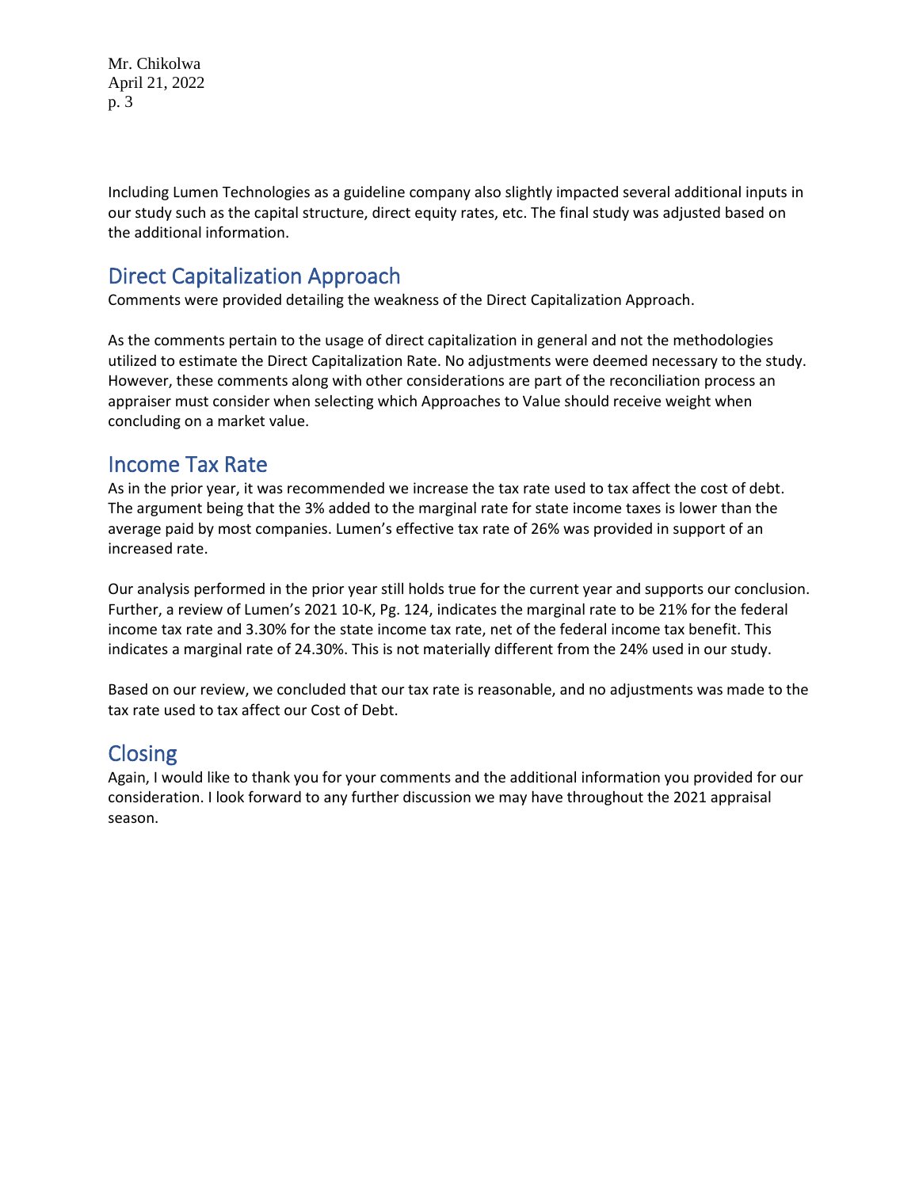Including Lumen Technologies as a guideline company also slightly impacted several additional inputs in our study such as the capital structure, direct equity rates, etc. The final study was adjusted based on the additional information.

## Direct Capitalization Approach

Comments were provided detailing the weakness of the Direct Capitalization Approach.

As the comments pertain to the usage of direct capitalization in general and not the methodologies utilized to estimate the Direct Capitalization Rate. No adjustments were deemed necessary to the study. However, these comments along with other considerations are part of the reconciliation process an appraiser must consider when selecting which Approaches to Value should receive weight when concluding on a market value.

## Income Tax Rate

As in the prior year, it was recommended we increase the tax rate used to tax affect the cost of debt. The argument being that the 3% added to the marginal rate for state income taxes is lower than the average paid by most companies. Lumen's effective tax rate of 26% was provided in support of an increased rate.

Our analysis performed in the prior year still holds true for the current year and supports our conclusion. Further, a review of Lumen's 2021 10-K, Pg. 124, indicates the marginal rate to be 21% for the federal income tax rate and 3.30% for the state income tax rate, net of the federal income tax benefit. This indicates a marginal rate of 24.30%. This is not materially different from the 24% used in our study.

Based on our review, we concluded that our tax rate is reasonable, and no adjustments was made to the tax rate used to tax affect our Cost of Debt.

## Closing

Again, I would like to thank you for your comments and the additional information you provided for our consideration. I look forward to any further discussion we may have throughout the 2021 appraisal season.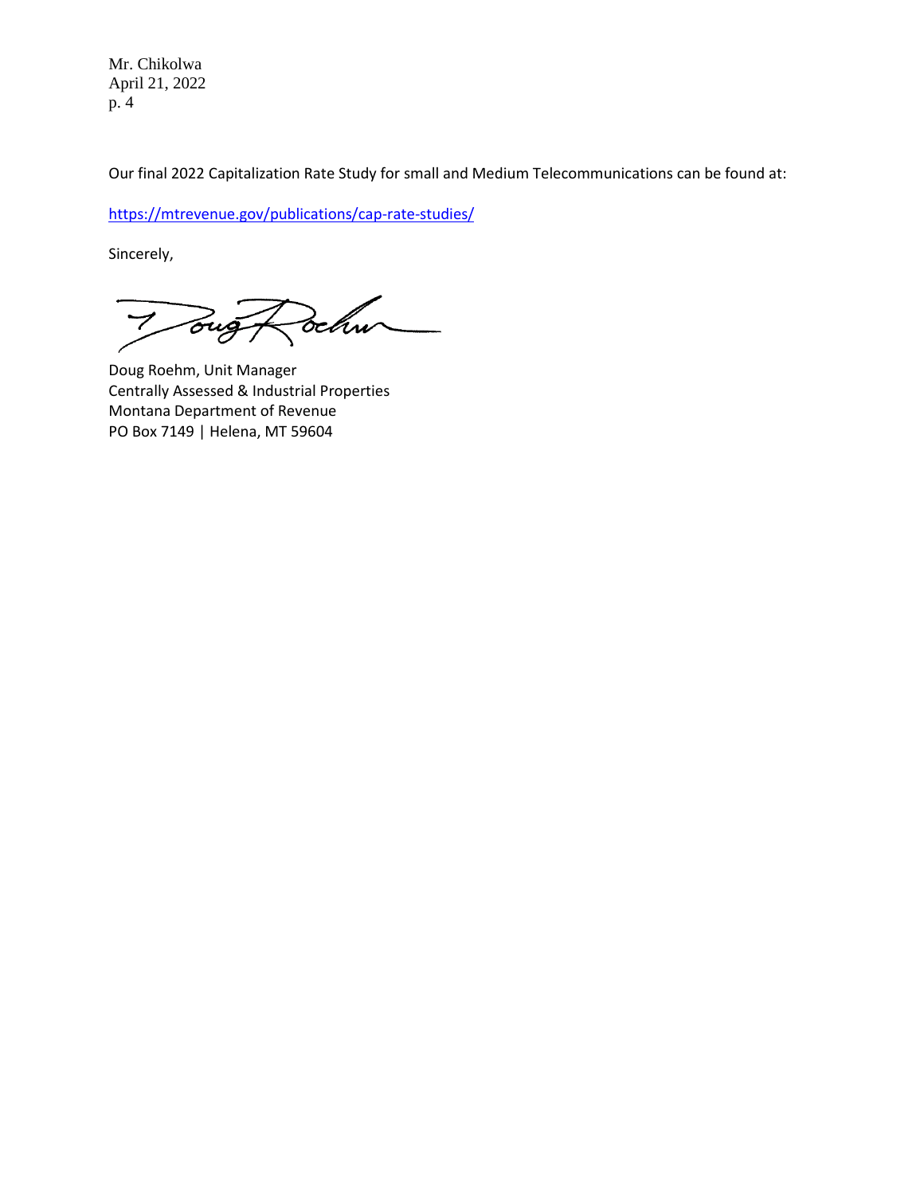Our final 2022 Capitalization Rate Study for small and Medium Telecommunications can be found at:

https://mtrevenue.gov/publications/cap-rate-studies/

Sincerely,

Doug Roehm, Unit Manager
Centrally Assessed & Industrial Properties
Montana Department of Revenue
PO Box 7149 | Helena, MT 59604